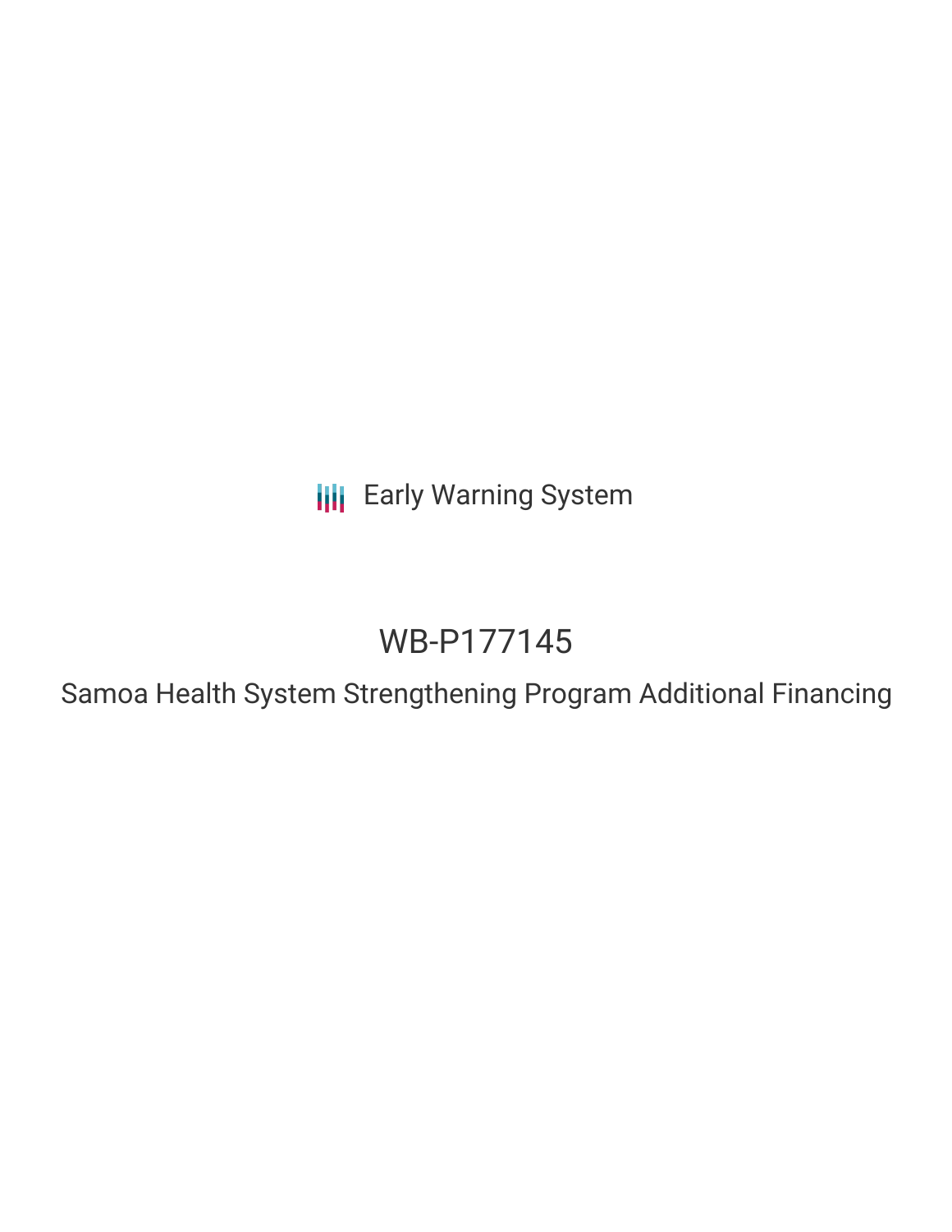Early Warning System

# WB-P177145

## Samoa Health System Strengthening Program Additional Financing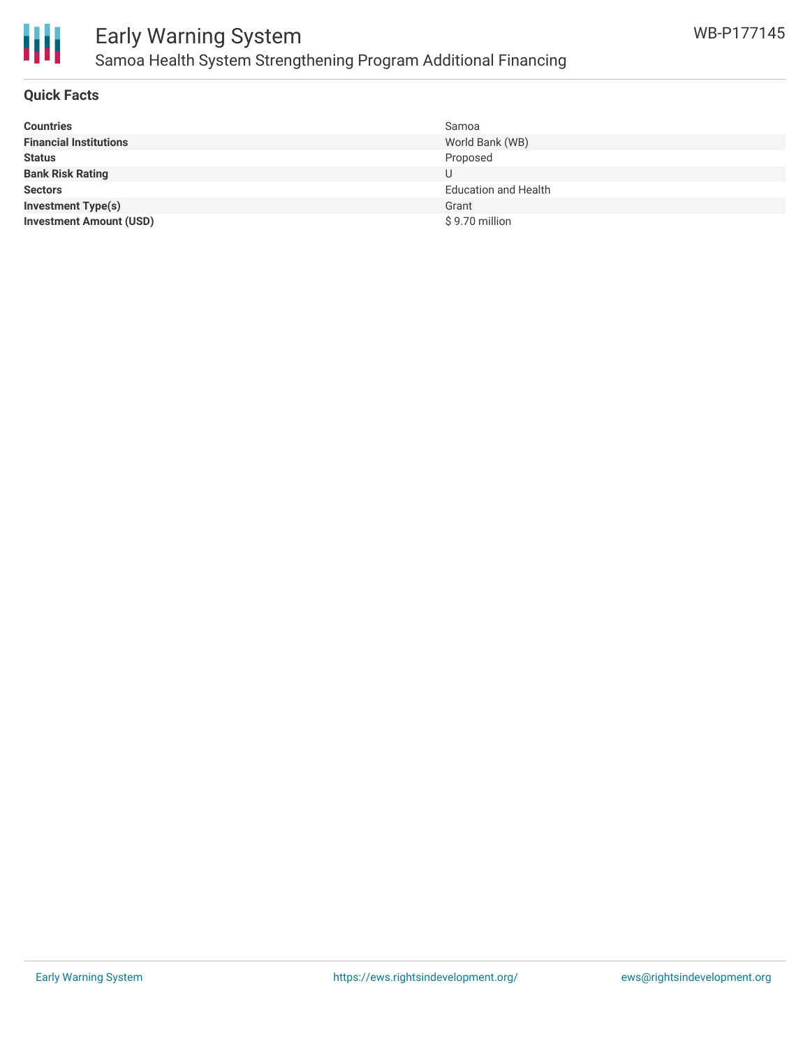## Quick Facts

| | |
|---|---|
| **Countries** | Samoa |
| **Financial Institutions** | World Bank (WB) |
| **Status** | Proposed |
| **Bank Risk Rating** | U |
| **Sectors** | Education and Health |
| **Investment Type(s)** | Grant |
| **Investment Amount (USD)** | $ 9.70 million |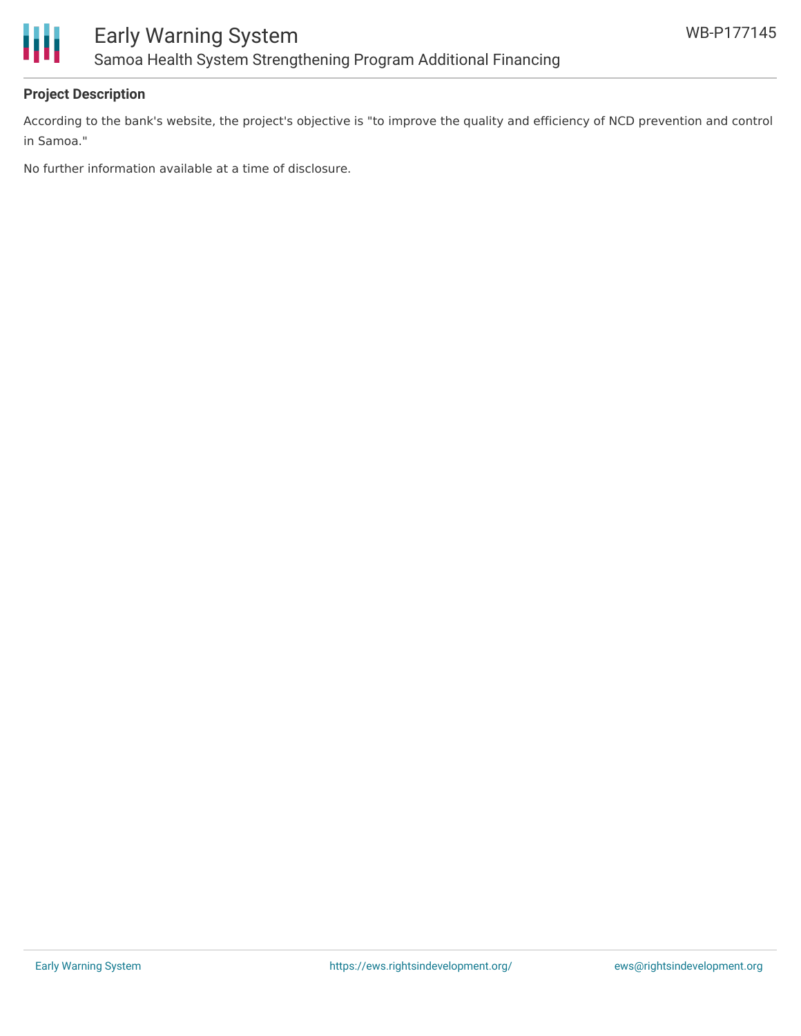## Project Description

According to the bank's website, the project's objective is "to improve the quality and efficiency of NCD prevention and control in Samoa."

No further information available at a time of disclosure.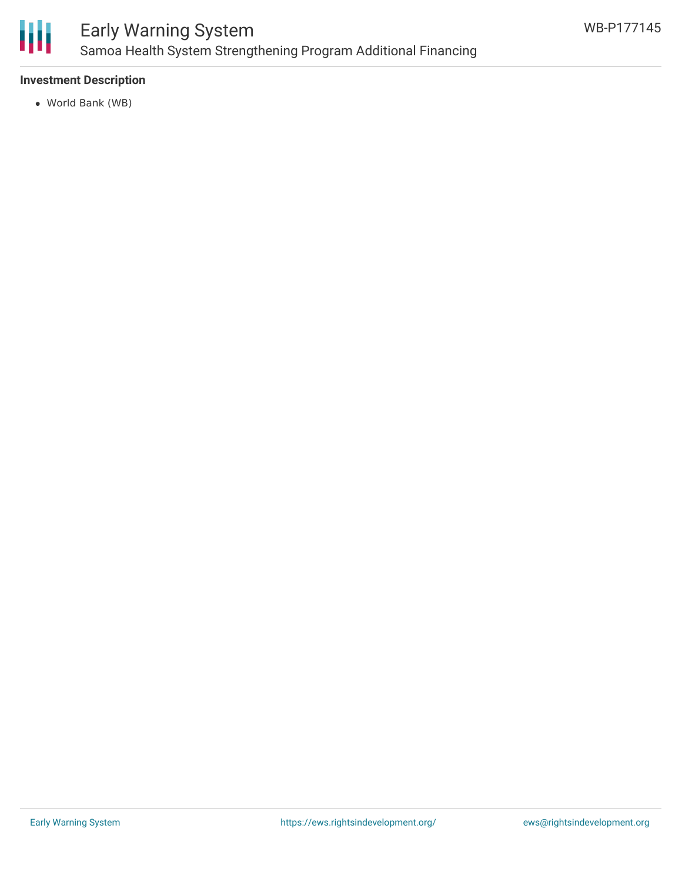## Investment Description

- World Bank (WB)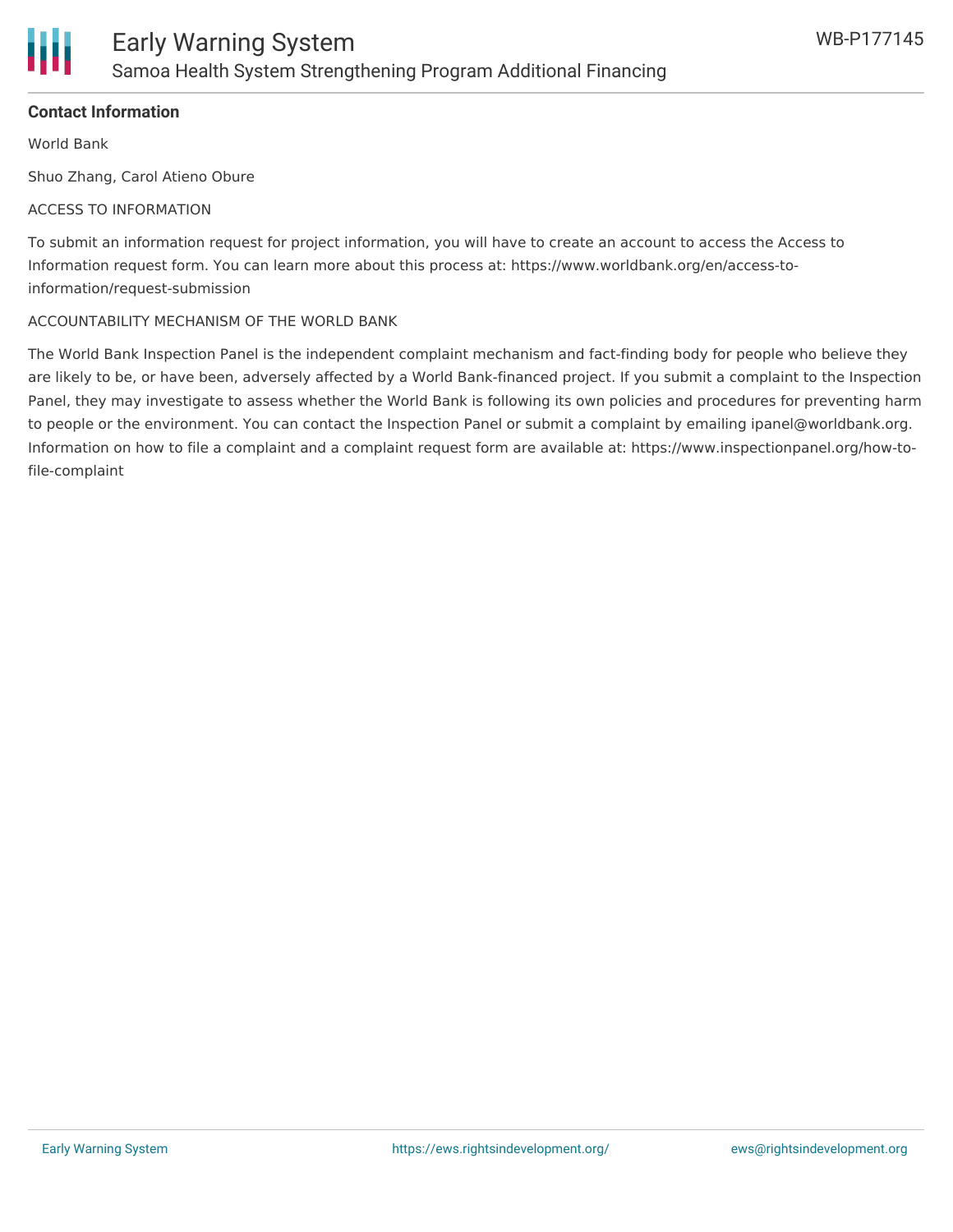**Contact Information**

World Bank

Shuo Zhang, Carol Atieno Obure

ACCESS TO INFORMATION

To submit an information request for project information, you will have to create an account to access the Access to Information request form. You can learn more about this process at: https://www.worldbank.org/en/access-to-information/request-submission

ACCOUNTABILITY MECHANISM OF THE WORLD BANK

The World Bank Inspection Panel is the independent complaint mechanism and fact-finding body for people who believe they are likely to be, or have been, adversely affected by a World Bank-financed project. If you submit a complaint to the Inspection Panel, they may investigate to assess whether the World Bank is following its own policies and procedures for preventing harm to people or the environment. You can contact the Inspection Panel or submit a complaint by emailing ipanel@worldbank.org. Information on how to file a complaint and a complaint request form are available at: https://www.inspectionpanel.org/how-to-file-complaint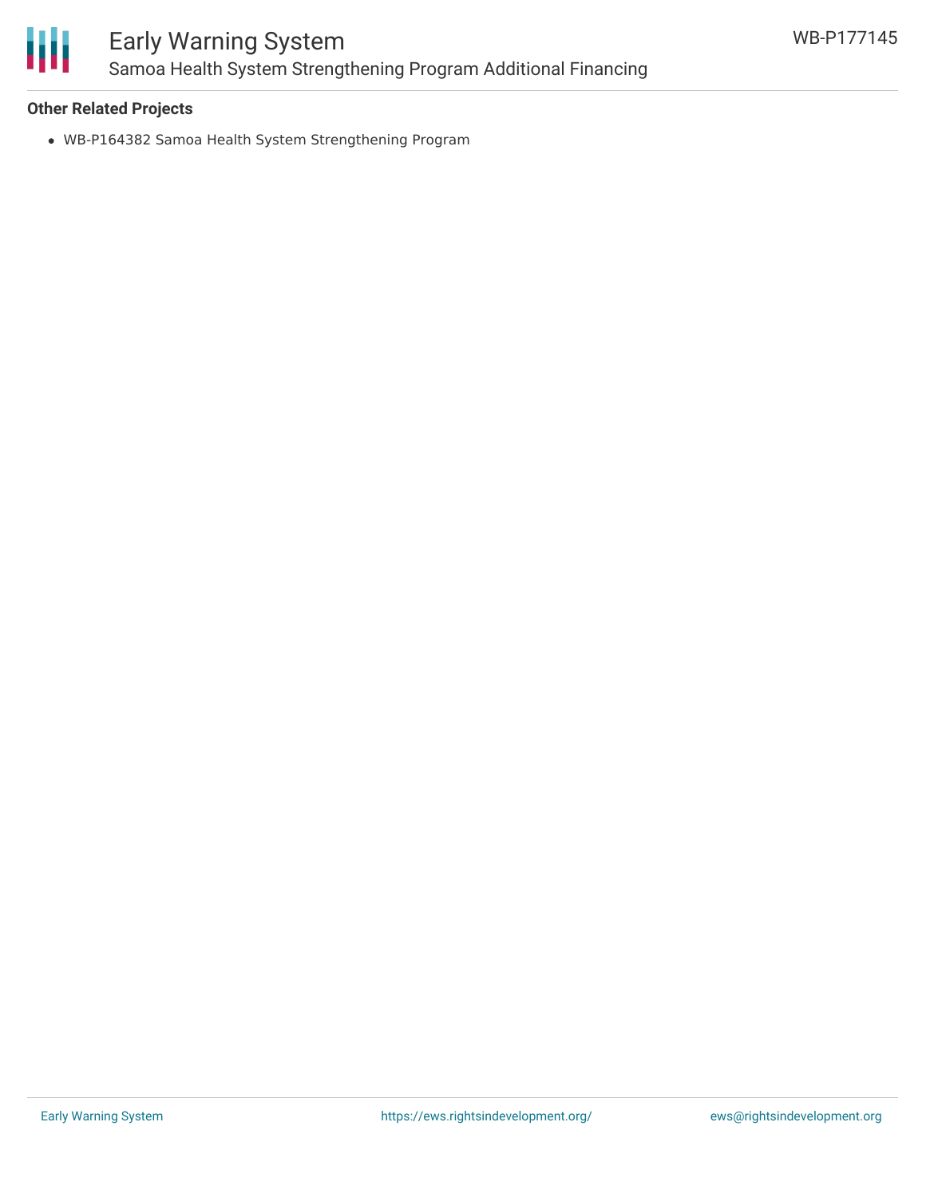**Other Related Projects**

- WB-P164382 Samoa Health System Strengthening Program